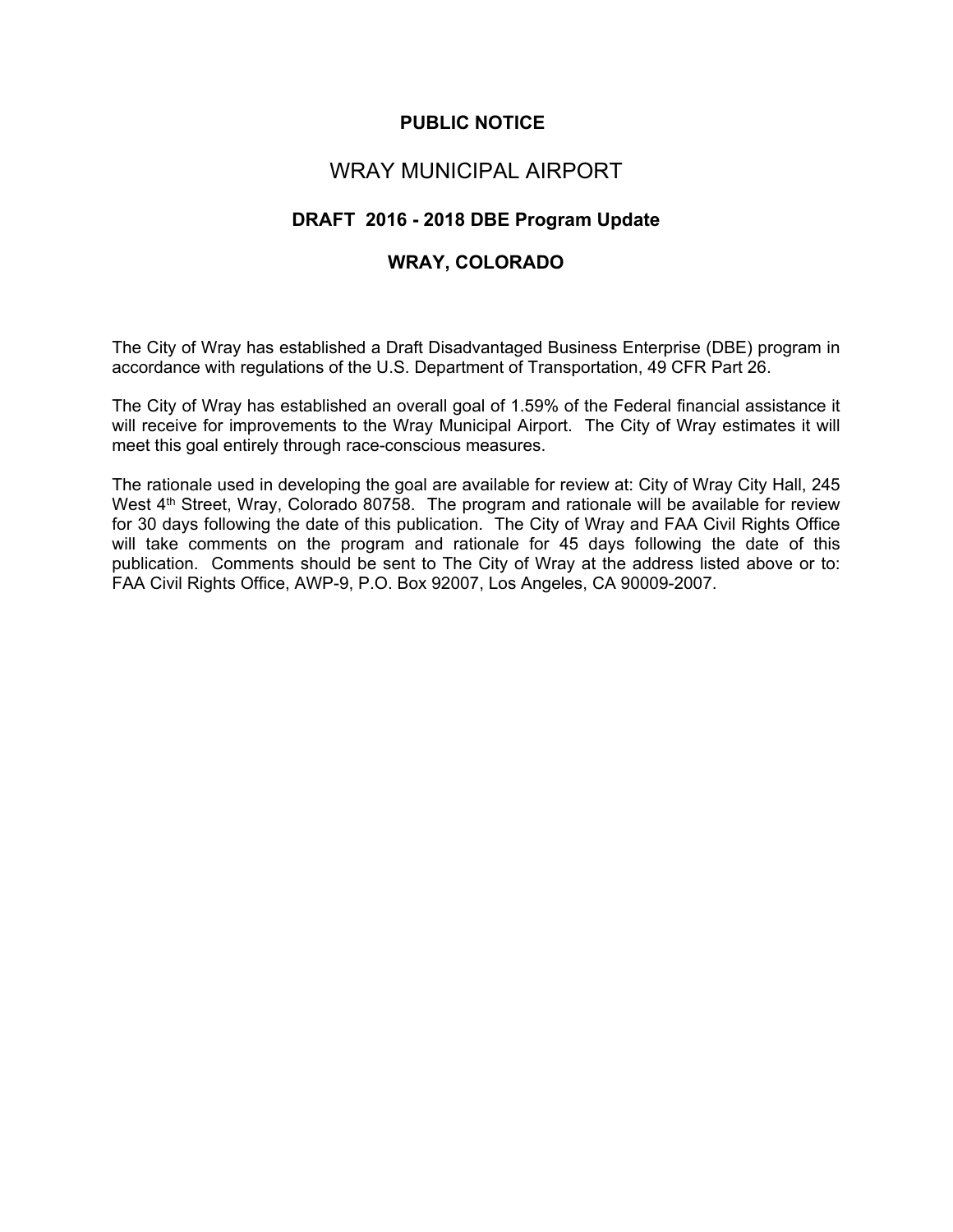# PUBLIC NOTICE

## WRAY MUNICIPAL AIRPORT

### DRAFT 2016 - 2018 DBE Program Update

### WRAY, COLORADO

The City of Wray has established a Draft Disadvantaged Business Enterprise (DBE) program in accordance with regulations of the U.S. Department of Transportation, 49 CFR Part 26.

The City of Wray has established an overall goal of 1.59% of the Federal financial assistance it will receive for improvements to the Wray Municipal Airport. The City of Wray estimates it will meet this goal entirely through race-conscious measures.

The rationale used in developing the goal are available for review at: City of Wray City Hall, 245 West 4th Street, Wray, Colorado 80758. The program and rationale will be available for review for 30 days following the date of this publication. The City of Wray and FAA Civil Rights Office will take comments on the program and rationale for 45 days following the date of this publication. Comments should be sent to The City of Wray at the address listed above or to: FAA Civil Rights Office, AWP-9, P.O. Box 92007, Los Angeles, CA 90009-2007.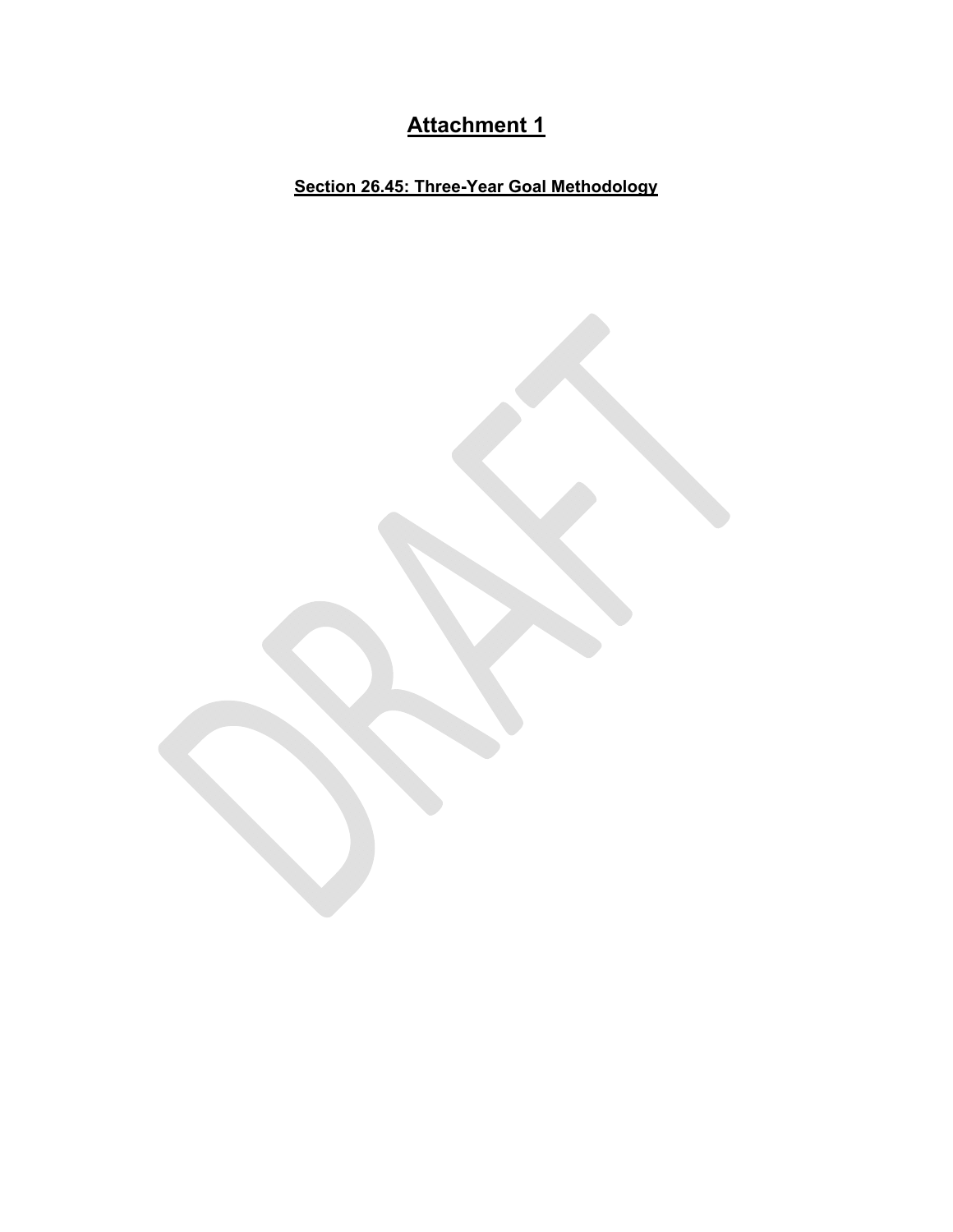# Attachment 1

## Section 26.45: Three-Year Goal Methodology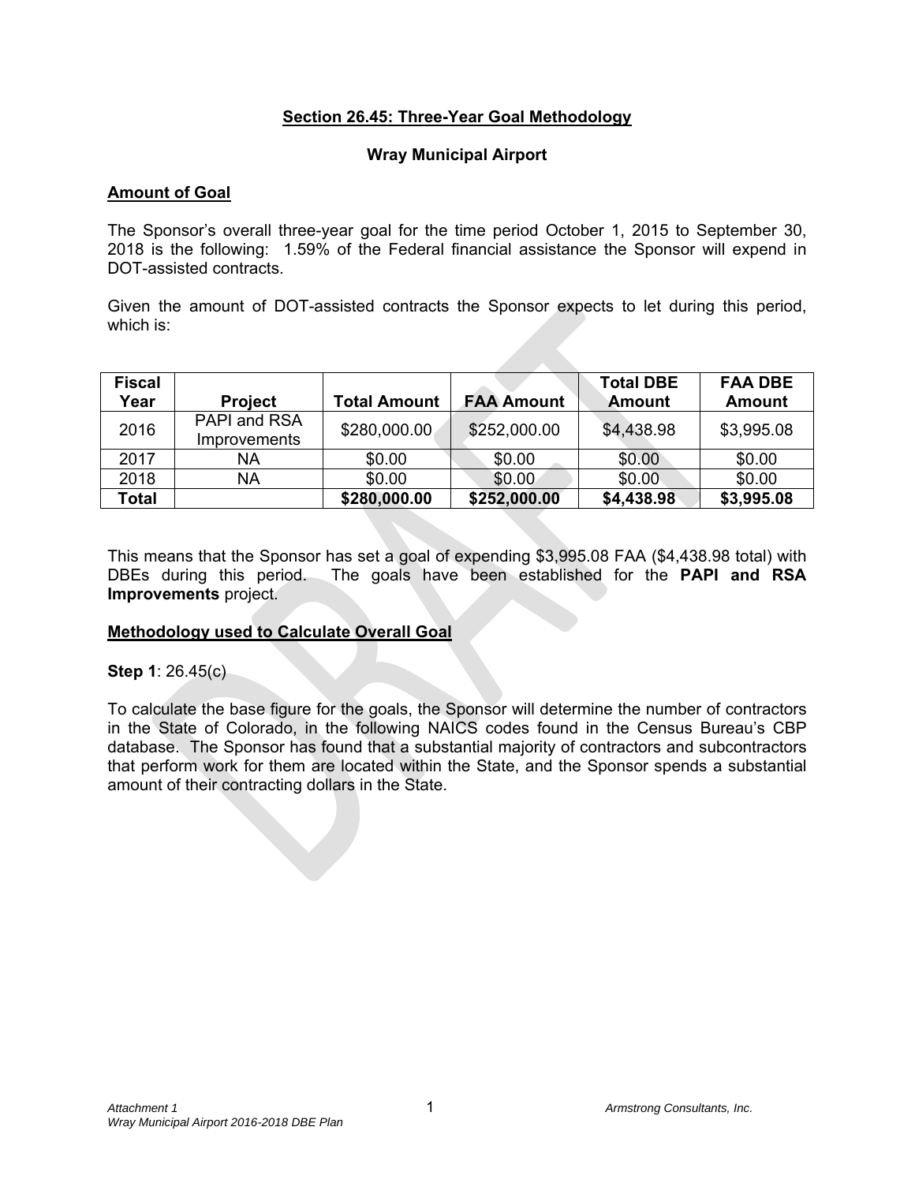## Section 26.45: Three-Year Goal Methodology

### Wray Municipal Airport

**Amount of Goal**

The Sponsor's overall three-year goal for the time period October 1, 2015 to September 30, 2018 is the following: 1.59% of the Federal financial assistance the Sponsor will expend in DOT-assisted contracts.

Given the amount of DOT-assisted contracts the Sponsor expects to let during this period, which is:

| Fiscal Year | Project | Total Amount | FAA Amount | Total DBE Amount | FAA DBE Amount |
|---|---|---|---|---|---|
| 2016 | PAPI and RSA Improvements | $280,000.00 | $252,000.00 | $4,438.98 | $3,995.08 |
| 2017 | NA | $0.00 | $0.00 | $0.00 | $0.00 |
| 2018 | NA | $0.00 | $0.00 | $0.00 | $0.00 |
| **Total** | | **$280,000.00** | **$252,000.00** | **$4,438.98** | **$3,995.08** |

This means that the Sponsor has set a goal of expending $3,995.08 FAA ($4,438.98 total) with DBEs during this period. The goals have been established for the **PAPI and RSA Improvements** project.

**Methodology used to Calculate Overall Goal**

**Step 1**: 26.45(c)

To calculate the base figure for the goals, the Sponsor will determine the number of contractors in the State of Colorado, in the following NAICS codes found in the Census Bureau's CBP database. The Sponsor has found that a substantial majority of contractors and subcontractors that perform work for them are located within the State, and the Sponsor spends a substantial amount of their contracting dollars in the State.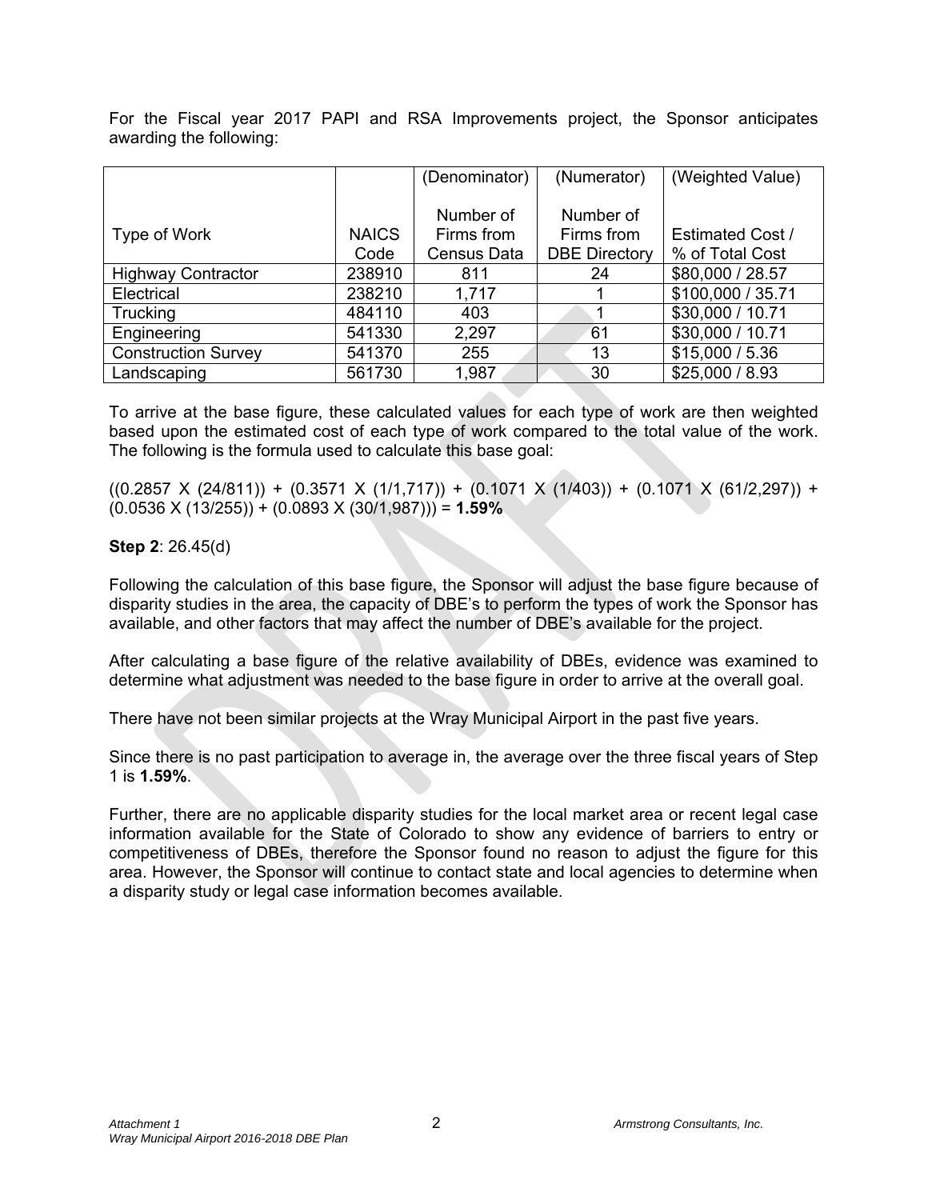For the Fiscal year 2017 PAPI and RSA Improvements project, the Sponsor anticipates awarding the following:

| Type of Work | NAICS Code | (Denominator) Number of Firms from Census Data | (Numerator) Number of Firms from DBE Directory | (Weighted Value) Estimated Cost / % of Total Cost |
|---|---|---|---|---|
| Highway Contractor | 238910 | 811 | 24 | $80,000 / 28.57 |
| Electrical | 238210 | 1,717 | 1 | $100,000 / 35.71 |
| Trucking | 484110 | 403 | 1 | $30,000 / 10.71 |
| Engineering | 541330 | 2,297 | 61 | $30,000 / 10.71 |
| Construction Survey | 541370 | 255 | 13 | $15,000 / 5.36 |
| Landscaping | 561730 | 1,987 | 30 | $25,000 / 8.93 |

To arrive at the base figure, these calculated values for each type of work are then weighted based upon the estimated cost of each type of work compared to the total value of the work. The following is the formula used to calculate this base goal:

((0.2857 X (24/811)) + (0.3571 X (1/1,717)) + (0.1071 X (1/403)) + (0.1071 X (61/2,297)) + (0.0536 X (13/255)) + (0.0893 X (30/1,987))) = **1.59%**

**Step 2**: 26.45(d)

Following the calculation of this base figure, the Sponsor will adjust the base figure because of disparity studies in the area, the capacity of DBE's to perform the types of work the Sponsor has available, and other factors that may affect the number of DBE's available for the project.

After calculating a base figure of the relative availability of DBEs, evidence was examined to determine what adjustment was needed to the base figure in order to arrive at the overall goal.

There have not been similar projects at the Wray Municipal Airport in the past five years.

Since there is no past participation to average in, the average over the three fiscal years of Step 1 is **1.59%**.

Further, there are no applicable disparity studies for the local market area or recent legal case information available for the State of Colorado to show any evidence of barriers to entry or competitiveness of DBEs, therefore the Sponsor found no reason to adjust the figure for this area. However, the Sponsor will continue to contact state and local agencies to determine when a disparity study or legal case information becomes available.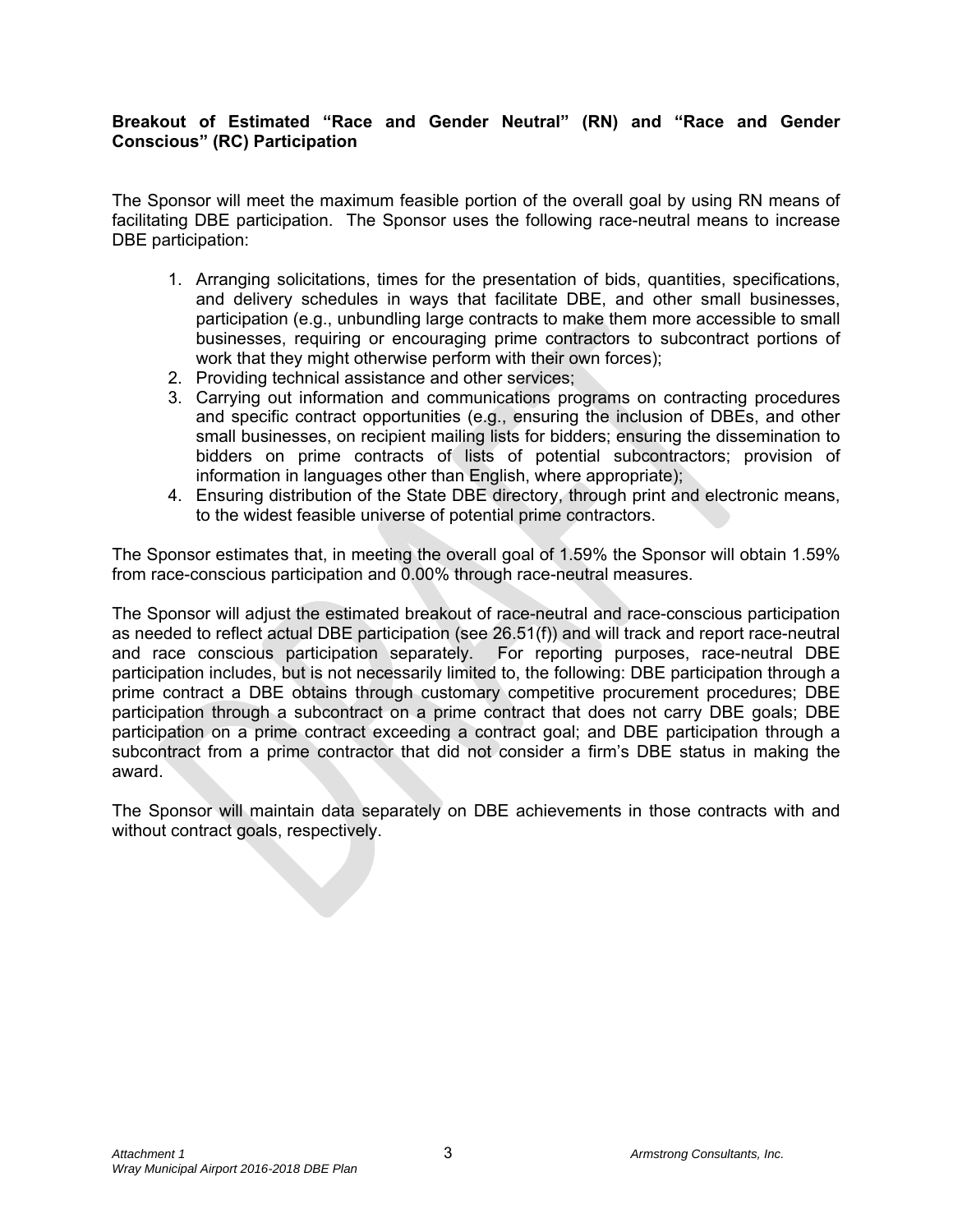**Breakout of Estimated "Race and Gender Neutral" (RN) and "Race and Gender Conscious" (RC) Participation**

The Sponsor will meet the maximum feasible portion of the overall goal by using RN means of facilitating DBE participation. The Sponsor uses the following race-neutral means to increase DBE participation:

1. Arranging solicitations, times for the presentation of bids, quantities, specifications, and delivery schedules in ways that facilitate DBE, and other small businesses, participation (e.g., unbundling large contracts to make them more accessible to small businesses, requiring or encouraging prime contractors to subcontract portions of work that they might otherwise perform with their own forces);
2. Providing technical assistance and other services;
3. Carrying out information and communications programs on contracting procedures and specific contract opportunities (e.g., ensuring the inclusion of DBEs, and other small businesses, on recipient mailing lists for bidders; ensuring the dissemination to bidders on prime contracts of lists of potential subcontractors; provision of information in languages other than English, where appropriate);
4. Ensuring distribution of the State DBE directory, through print and electronic means, to the widest feasible universe of potential prime contractors.

The Sponsor estimates that, in meeting the overall goal of 1.59% the Sponsor will obtain 1.59% from race-conscious participation and 0.00% through race-neutral measures.

The Sponsor will adjust the estimated breakout of race-neutral and race-conscious participation as needed to reflect actual DBE participation (see 26.51(f)) and will track and report race-neutral and race conscious participation separately. For reporting purposes, race-neutral DBE participation includes, but is not necessarily limited to, the following: DBE participation through a prime contract a DBE obtains through customary competitive procurement procedures; DBE participation through a subcontract on a prime contract that does not carry DBE goals; DBE participation on a prime contract exceeding a contract goal; and DBE participation through a subcontract from a prime contractor that did not consider a firm's DBE status in making the award.

The Sponsor will maintain data separately on DBE achievements in those contracts with and without contract goals, respectively.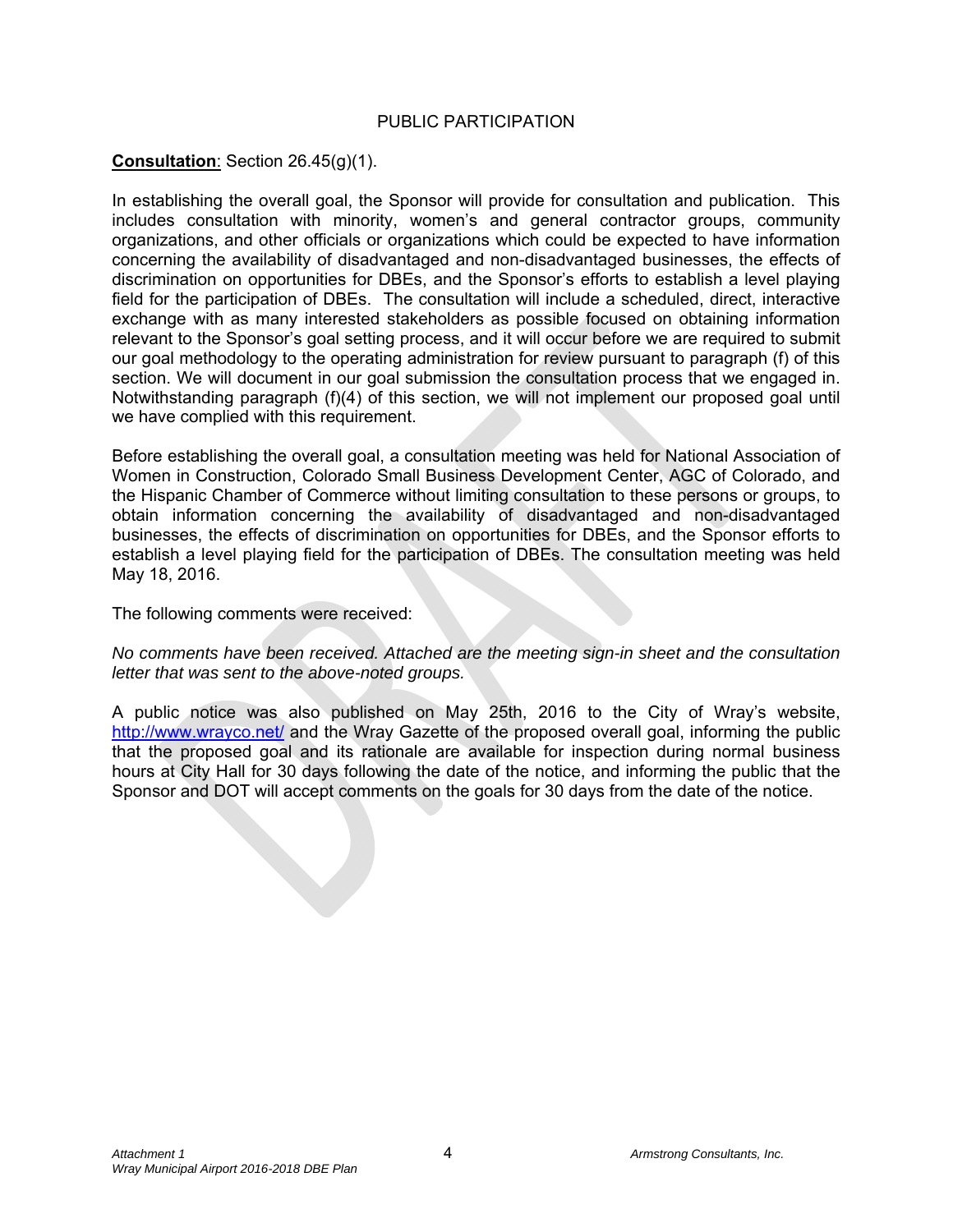# PUBLIC PARTICIPATION

**Consultation**: Section 26.45(g)(1).

In establishing the overall goal, the Sponsor will provide for consultation and publication. This includes consultation with minority, women's and general contractor groups, community organizations, and other officials or organizations which could be expected to have information concerning the availability of disadvantaged and non-disadvantaged businesses, the effects of discrimination on opportunities for DBEs, and the Sponsor's efforts to establish a level playing field for the participation of DBEs. The consultation will include a scheduled, direct, interactive exchange with as many interested stakeholders as possible focused on obtaining information relevant to the Sponsor's goal setting process, and it will occur before we are required to submit our goal methodology to the operating administration for review pursuant to paragraph (f) of this section. We will document in our goal submission the consultation process that we engaged in. Notwithstanding paragraph (f)(4) of this section, we will not implement our proposed goal until we have complied with this requirement.

Before establishing the overall goal, a consultation meeting was held for National Association of Women in Construction, Colorado Small Business Development Center, AGC of Colorado, and the Hispanic Chamber of Commerce without limiting consultation to these persons or groups, to obtain information concerning the availability of disadvantaged and non-disadvantaged businesses, the effects of discrimination on opportunities for DBEs, and the Sponsor efforts to establish a level playing field for the participation of DBEs. The consultation meeting was held May 18, 2016.

The following comments were received:

*No comments have been received. Attached are the meeting sign-in sheet and the consultation letter that was sent to the above-noted groups.*

A public notice was also published on May 25th, 2016 to the City of Wray's website, http://www.wrayco.net/ and the Wray Gazette of the proposed overall goal, informing the public that the proposed goal and its rationale are available for inspection during normal business hours at City Hall for 30 days following the date of the notice, and informing the public that the Sponsor and DOT will accept comments on the goals for 30 days from the date of the notice.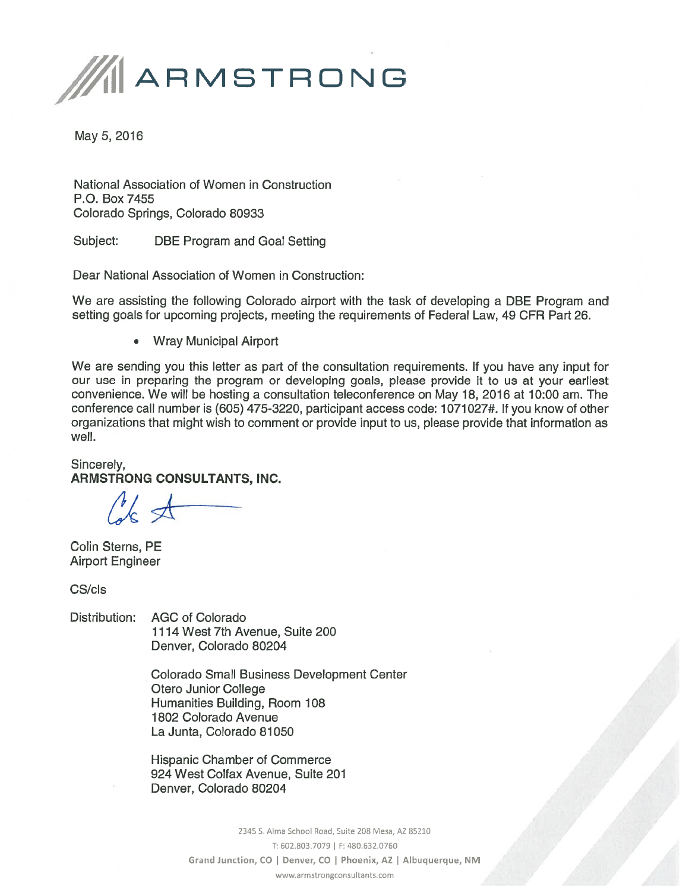ARMSTRONG

May 5, 2016

National Association of Women in Construction
P.O. Box 7455
Colorado Springs, Colorado 80933

Subject: DBE Program and Goal Setting

Dear National Association of Women in Construction:

We are assisting the following Colorado airport with the task of developing a DBE Program and setting goals for upcoming projects, meeting the requirements of Federal Law, 49 CFR Part 26.

- Wray Municipal Airport

We are sending you this letter as part of the consultation requirements. If you have any input for our use in preparing the program or developing goals, please provide it to us at your earliest convenience. We will be hosting a consultation teleconference on May 18, 2016 at 10:00 am. The conference call number is (605) 475-3220, participant access code: 1071027#. If you know of other organizations that might wish to comment or provide input to us, please provide that information as well.

Sincerely,
**ARMSTRONG CONSULTANTS, INC.**

Colin Sterns, PE
Airport Engineer

CS/cls

Distribution: AGC of Colorado
1114 West 7th Avenue, Suite 200
Denver, Colorado 80204

Colorado Small Business Development Center
Otero Junior College
Humanities Building, Room 108
1802 Colorado Avenue
La Junta, Colorado 81050

Hispanic Chamber of Commerce
924 West Colfax Avenue, Suite 201
Denver, Colorado 80204

2345 S. Alma School Road, Suite 208 Mesa, AZ 85210
T: 602.803.7079 | F: 480.632.0760
Grand Junction, CO | Denver, CO | Phoenix, AZ | Albuquerque, NM
www.armstrongconsultants.com